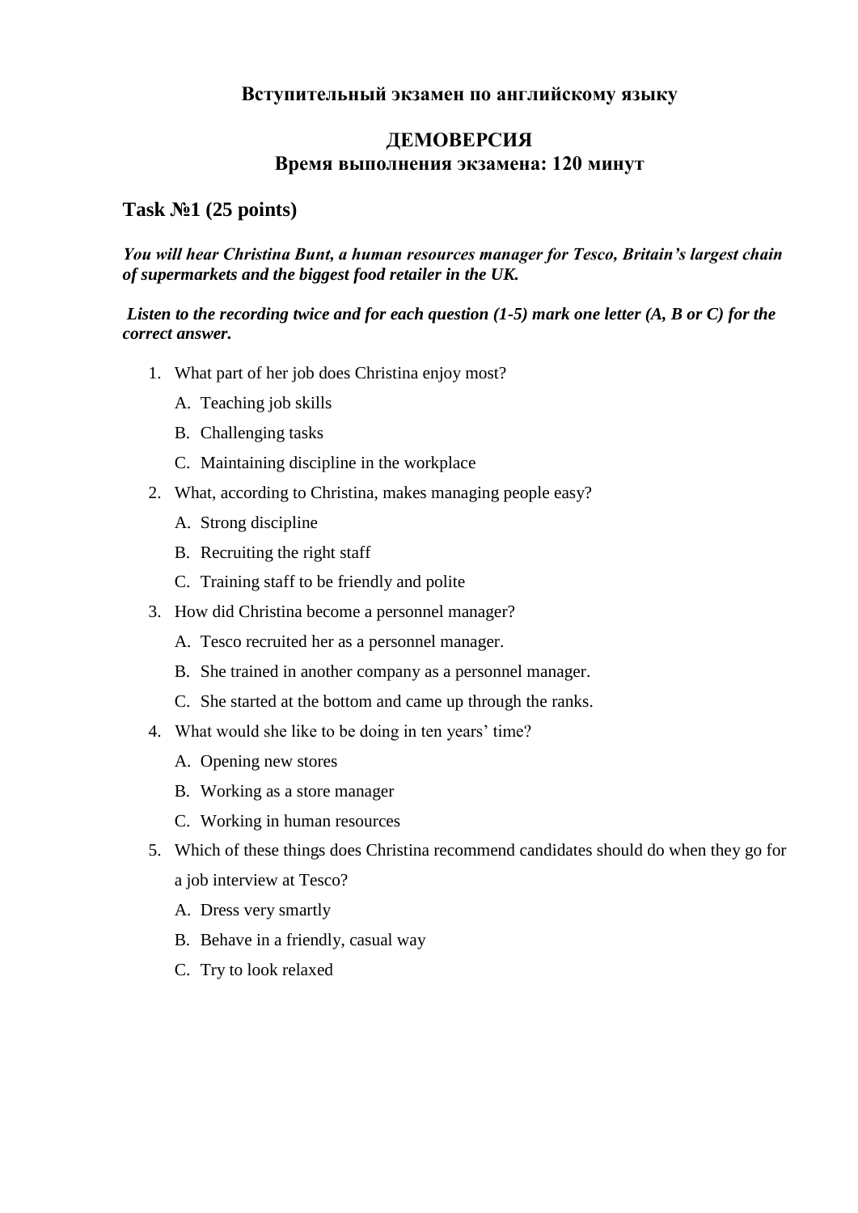**Вступительный экзамен по английскому языку**

**ДЕМОВЕРСИЯ**
**Время выполнения экзамена: 120 минут**

## Task №1 (25 points)

***You will hear Christina Bunt, a human resources manager for Tesco, Britain's largest chain of supermarkets and the biggest food retailer in the UK.***

***Listen to the recording twice and for each question (1-5) mark one letter (A, B or C) for the correct answer.***

1. What part of her job does Christina enjoy most?
   A. Teaching job skills
   B. Challenging tasks
   C. Maintaining discipline in the workplace
2. What, according to Christina, makes managing people easy?
   A. Strong discipline
   B. Recruiting the right staff
   C. Training staff to be friendly and polite
3. How did Christina become a personnel manager?
   A. Tesco recruited her as a personnel manager.
   B. She trained in another company as a personnel manager.
   C. She started at the bottom and came up through the ranks.
4. What would she like to be doing in ten years' time?
   A. Opening new stores
   B. Working as a store manager
   C. Working in human resources
5. Which of these things does Christina recommend candidates should do when they go for a job interview at Tesco?
   A. Dress very smartly
   B. Behave in a friendly, casual way
   C. Try to look relaxed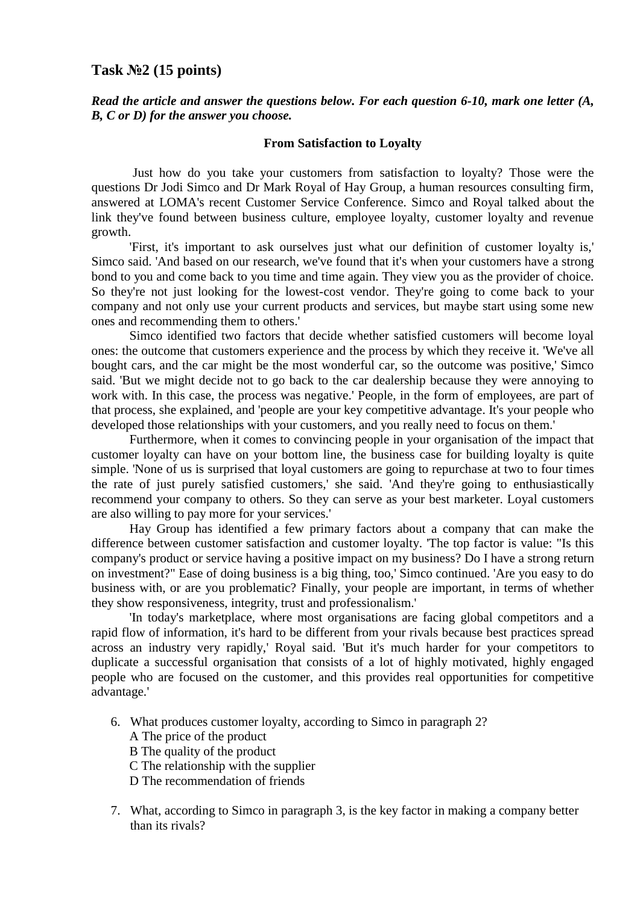## Task №2 (15 points)

***Read the article and answer the questions below. For each question 6-10, mark one letter (A, B, C or D) for the answer you choose.***

### From Satisfaction to Loyalty

Just how do you take your customers from satisfaction to loyalty? Those were the questions Dr Jodi Simco and Dr Mark Royal of Hay Group, a human resources consulting firm, answered at LOMA's recent Customer Service Conference. Simco and Royal talked about the link they've found between business culture, employee loyalty, customer loyalty and revenue growth.

'First, it's important to ask ourselves just what our definition of customer loyalty is,' Simco said. 'And based on our research, we've found that it's when your customers have a strong bond to you and come back to you time and time again. They view you as the provider of choice. So they're not just looking for the lowest-cost vendor. They're going to come back to your company and not only use your current products and services, but maybe start using some new ones and recommending them to others.'

Simco identified two factors that decide whether satisfied customers will become loyal ones: the outcome that customers experience and the process by which they receive it. 'We've all bought cars, and the car might be the most wonderful car, so the outcome was positive,' Simco said. 'But we might decide not to go back to the car dealership because they were annoying to work with. In this case, the process was negative.' People, in the form of employees, are part of that process, she explained, and 'people are your key competitive advantage. It's your people who developed those relationships with your customers, and you really need to focus on them.'

Furthermore, when it comes to convincing people in your organisation of the impact that customer loyalty can have on your bottom line, the business case for building loyalty is quite simple. 'None of us is surprised that loyal customers are going to repurchase at two to four times the rate of just purely satisfied customers,' she said. 'And they're going to enthusiastically recommend your company to others. So they can serve as your best marketer. Loyal customers are also willing to pay more for your services.'

Hay Group has identified a few primary factors about a company that can make the difference between customer satisfaction and customer loyalty. 'The top factor is value: "Is this company's product or service having a positive impact on my business? Do I have a strong return on investment?" Ease of doing business is a big thing, too,' Simco continued. 'Are you easy to do business with, or are you problematic? Finally, your people are important, in terms of whether they show responsiveness, integrity, trust and professionalism.'

'In today's marketplace, where most organisations are facing global competitors and a rapid flow of information, it's hard to be different from your rivals because best practices spread across an industry very rapidly,' Royal said. 'But it's much harder for your competitors to duplicate a successful organisation that consists of a lot of highly motivated, highly engaged people who are focused on the customer, and this provides real opportunities for competitive advantage.'

6. What produces customer loyalty, according to Simco in paragraph 2?
   A The price of the product
   B The quality of the product
   C The relationship with the supplier
   D The recommendation of friends

7. What, according to Simco in paragraph 3, is the key factor in making a company better than its rivals?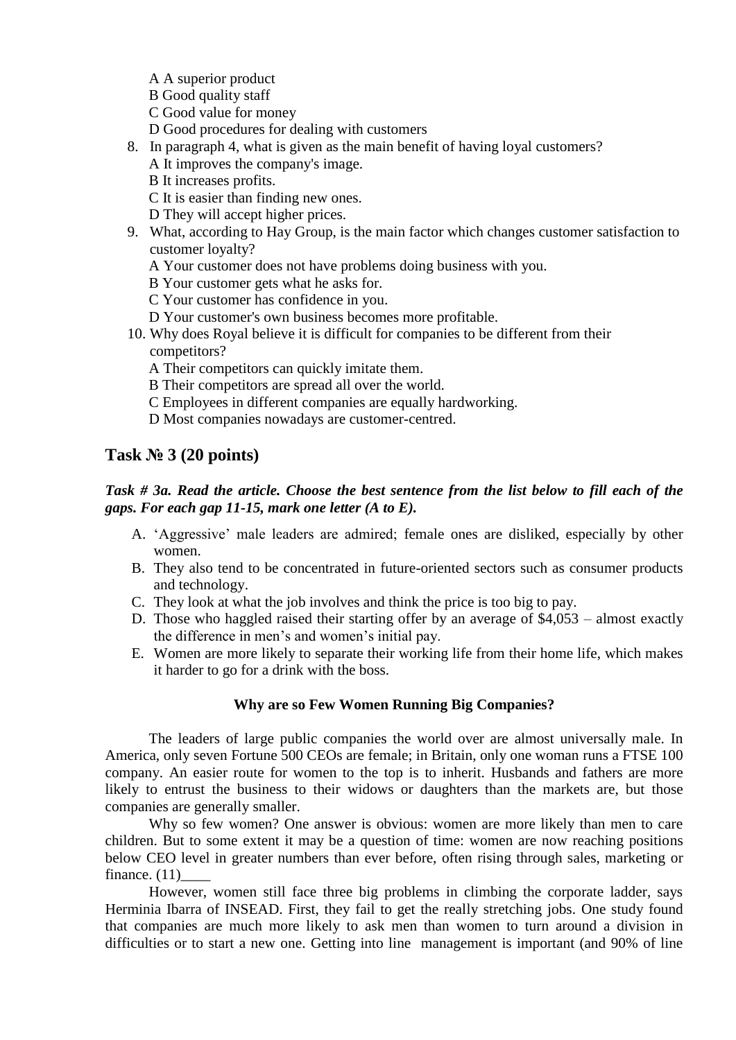A A superior product
B Good quality staff
C Good value for money
D Good procedures for dealing with customers

8. In paragraph 4, what is given as the main benefit of having loyal customers?
   A It improves the company's image.
   B It increases profits.
   C It is easier than finding new ones.
   D They will accept higher prices.
9. What, according to Hay Group, is the main factor which changes customer satisfaction to customer loyalty?
   A Your customer does not have problems doing business with you.
   B Your customer gets what he asks for.
   C Your customer has confidence in you.
   D Your customer's own business becomes more profitable.
10. Why does Royal believe it is difficult for companies to be different from their competitors?
    A Their competitors can quickly imitate them.
    B Their competitors are spread all over the world.
    C Employees in different companies are equally hardworking.
    D Most companies nowadays are customer-centred.

## Task № 3 (20 points)

***Task # 3a. Read the article. Choose the best sentence from the list below to fill each of the gaps. For each gap 11-15, mark one letter (A to E).***

A. 'Aggressive' male leaders are admired; female ones are disliked, especially by other women.
B. They also tend to be concentrated in future-oriented sectors such as consumer products and technology.
C. They look at what the job involves and think the price is too big to pay.
D. Those who haggled raised their starting offer by an average of $4,053 – almost exactly the difference in men's and women's initial pay.
E. Women are more likely to separate their working life from their home life, which makes it harder to go for a drink with the boss.

### Why are so Few Women Running Big Companies?

The leaders of large public companies the world over are almost universally male. In America, only seven Fortune 500 CEOs are female; in Britain, only one woman runs a FTSE 100 company. An easier route for women to the top is to inherit. Husbands and fathers are more likely to entrust the business to their widows or daughters than the markets are, but those companies are generally smaller.

Why so few women? One answer is obvious: women are more likely than men to care children. But to some extent it may be a question of time: women are now reaching positions below CEO level in greater numbers than ever before, often rising through sales, marketing or finance. (11)____

However, women still face three big problems in climbing the corporate ladder, says Herminia Ibarra of INSEAD. First, they fail to get the really stretching jobs. One study found that companies are much more likely to ask men than women to turn around a division in difficulties or to start a new one. Getting into line management is important (and 90% of line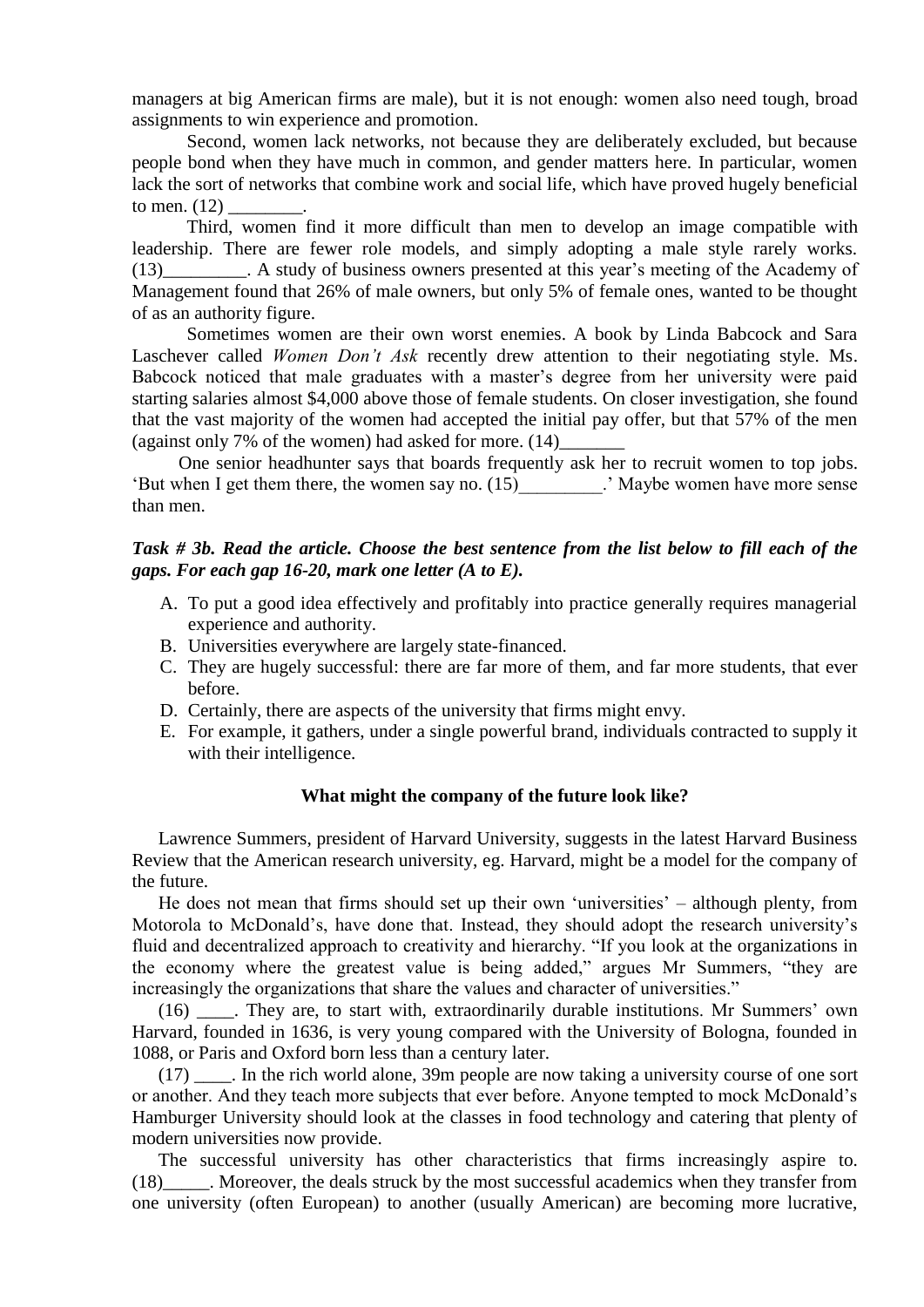managers at big American firms are male), but it is not enough: women also need tough, broad assignments to win experience and promotion.

Second, women lack networks, not because they are deliberately excluded, but because people bond when they have much in common, and gender matters here. In particular, women lack the sort of networks that combine work and social life, which have proved hugely beneficial to men. (12) ________.

Third, women find it more difficult than men to develop an image compatible with leadership. There are fewer role models, and simply adopting a male style rarely works. (13)_________. A study of business owners presented at this year's meeting of the Academy of Management found that 26% of male owners, but only 5% of female ones, wanted to be thought of as an authority figure.

Sometimes women are their own worst enemies. A book by Linda Babcock and Sara Laschever called *Women Don't Ask* recently drew attention to their negotiating style. Ms. Babcock noticed that male graduates with a master's degree from her university were paid starting salaries almost $4,000 above those of female students. On closer investigation, she found that the vast majority of the women had accepted the initial pay offer, but that 57% of the men (against only 7% of the women) had asked for more. (14)_______

One senior headhunter says that boards frequently ask her to recruit women to top jobs. 'But when I get them there, the women say no. (15)_________.' Maybe women have more sense than men.

***Task # 3b. Read the article. Choose the best sentence from the list below to fill each of the gaps. For each gap 16-20, mark one letter (A to E).***

A. To put a good idea effectively and profitably into practice generally requires managerial experience and authority.
B. Universities everywhere are largely state-financed.
C. They are hugely successful: there are far more of them, and far more students, that ever before.
D. Certainly, there are aspects of the university that firms might envy.
E. For example, it gathers, under a single powerful brand, individuals contracted to supply it with their intelligence.

**What might the company of the future look like?**

Lawrence Summers, president of Harvard University, suggests in the latest Harvard Business Review that the American research university, eg. Harvard, might be a model for the company of the future.

He does not mean that firms should set up their own 'universities' – although plenty, from Motorola to McDonald's, have done that. Instead, they should adopt the research university's fluid and decentralized approach to creativity and hierarchy. "If you look at the organizations in the economy where the greatest value is being added," argues Mr Summers, "they are increasingly the organizations that share the values and character of universities."

(16) ____. They are, to start with, extraordinarily durable institutions. Mr Summers' own Harvard, founded in 1636, is very young compared with the University of Bologna, founded in 1088, or Paris and Oxford born less than a century later.

(17) ____. In the rich world alone, 39m people are now taking a university course of one sort or another. And they teach more subjects that ever before. Anyone tempted to mock McDonald's Hamburger University should look at the classes in food technology and catering that plenty of modern universities now provide.

The successful university has other characteristics that firms increasingly aspire to. (18)_____. Moreover, the deals struck by the most successful academics when they transfer from one university (often European) to another (usually American) are becoming more lucrative,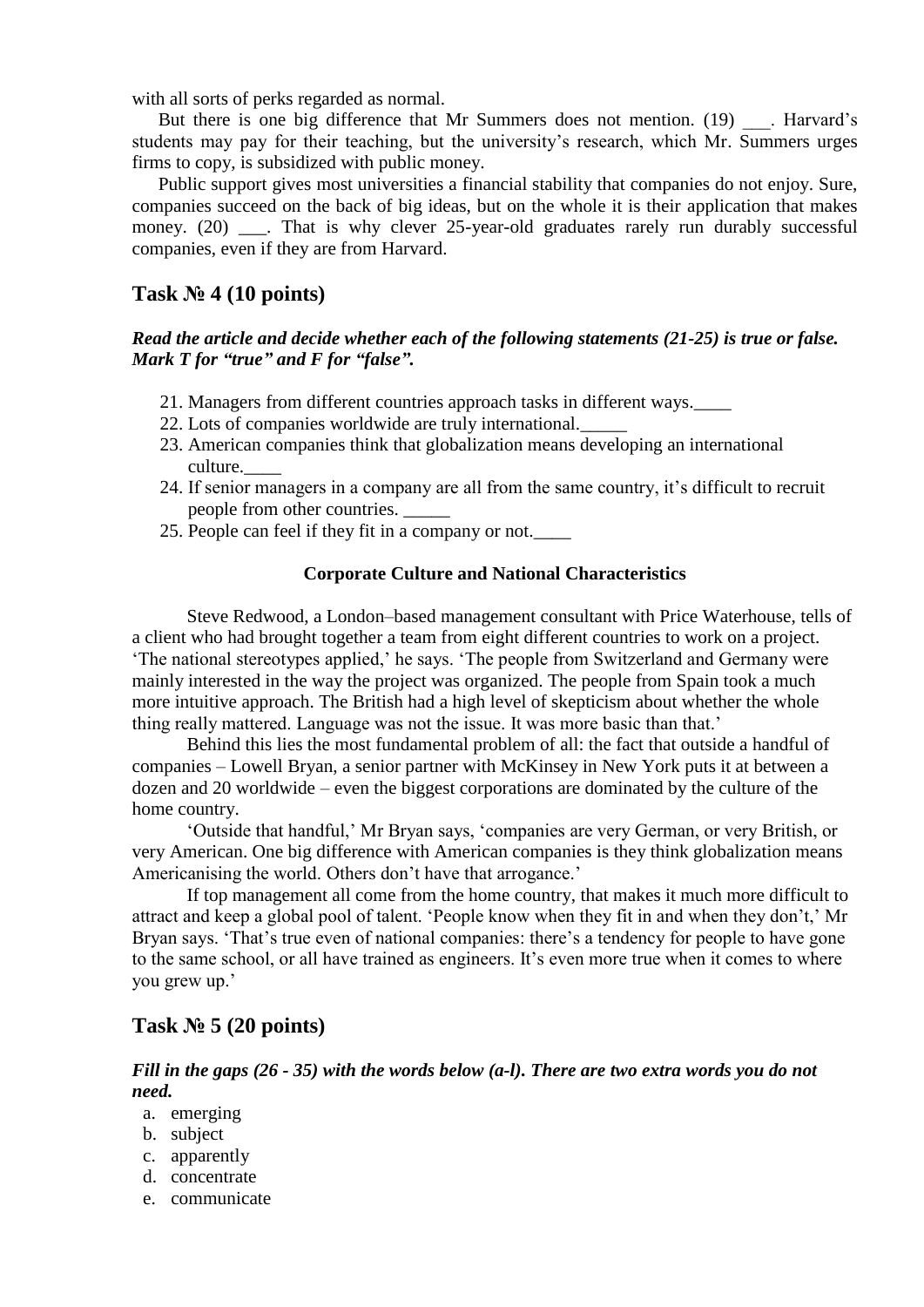with all sorts of perks regarded as normal.

But there is one big difference that Mr Summers does not mention. (19) ___. Harvard's students may pay for their teaching, but the university's research, which Mr. Summers urges firms to copy, is subsidized with public money.

Public support gives most universities a financial stability that companies do not enjoy. Sure, companies succeed on the back of big ideas, but on the whole it is their application that makes money. (20) ___. That is why clever 25-year-old graduates rarely run durably successful companies, even if they are from Harvard.

## Task № 4 (10 points)

***Read the article and decide whether each of the following statements (21-25) is true or false. Mark T for "true" and F for "false".***

21. Managers from different countries approach tasks in different ways.____
22. Lots of companies worldwide are truly international._____
23. American companies think that globalization means developing an international culture.____
24. If senior managers in a company are all from the same country, it's difficult to recruit people from other countries. _____
25. People can feel if they fit in a company or not.____

**Corporate Culture and National Characteristics**

Steve Redwood, a London–based management consultant with Price Waterhouse, tells of a client who had brought together a team from eight different countries to work on a project. 'The national stereotypes applied,' he says. 'The people from Switzerland and Germany were mainly interested in the way the project was organized. The people from Spain took a much more intuitive approach. The British had a high level of skepticism about whether the whole thing really mattered. Language was not the issue. It was more basic than that.'

Behind this lies the most fundamental problem of all: the fact that outside a handful of companies – Lowell Bryan, a senior partner with McKinsey in New York puts it at between a dozen and 20 worldwide – even the biggest corporations are dominated by the culture of the home country.

'Outside that handful,' Mr Bryan says, 'companies are very German, or very British, or very American. One big difference with American companies is they think globalization means Americanising the world. Others don't have that arrogance.'

If top management all come from the home country, that makes it much more difficult to attract and keep a global pool of talent. 'People know when they fit in and when they don't,' Mr Bryan says. 'That's true even of national companies: there's a tendency for people to have gone to the same school, or all have trained as engineers. It's even more true when it comes to where you grew up.'

## Task № 5 (20 points)

***Fill in the gaps (26 - 35) with the words below (a-l). There are two extra words you do not need.***

a. emerging
b. subject
c. apparently
d. concentrate
e. communicate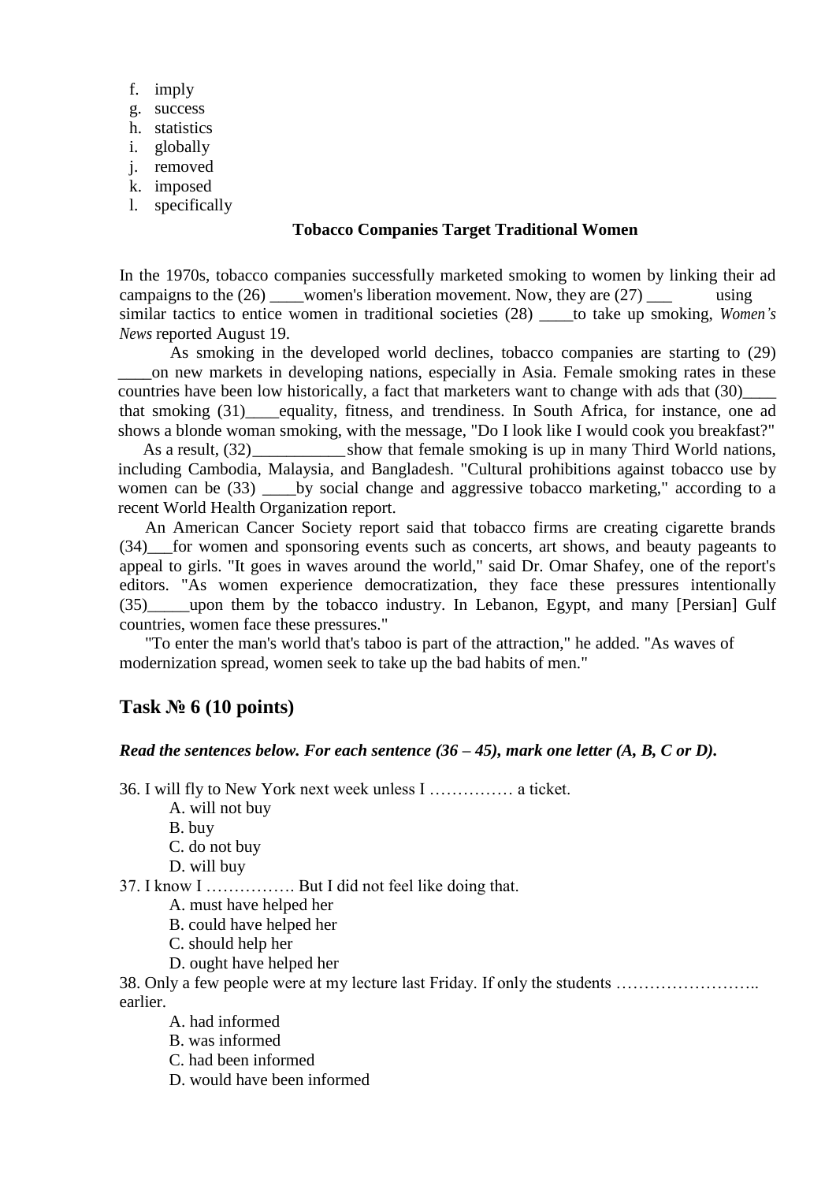f. imply
g. success
h. statistics
i. globally
j. removed
k. imposed
l. specifically

**Tobacco Companies Target Traditional Women**

In the 1970s, tobacco companies successfully marketed smoking to women by linking their ad campaigns to the (26) ____women's liberation movement. Now, they are (27) ___ using similar tactics to entice women in traditional societies (28) ____to take up smoking, *Women's News* reported August 19.

As smoking in the developed world declines, tobacco companies are starting to (29) ____on new markets in developing nations, especially in Asia. Female smoking rates in these countries have been low historically, a fact that marketers want to change with ads that (30)____ that smoking (31)____equality, fitness, and trendiness. In South Africa, for instance, one ad shows a blonde woman smoking, with the message, "Do I look like I would cook you breakfast?"

As a result, (32)___________show that female smoking is up in many Third World nations, including Cambodia, Malaysia, and Bangladesh. "Cultural prohibitions against tobacco use by women can be (33) ____by social change and aggressive tobacco marketing," according to a recent World Health Organization report.

An American Cancer Society report said that tobacco firms are creating cigarette brands (34)___for women and sponsoring events such as concerts, art shows, and beauty pageants to appeal to girls. "It goes in waves around the world," said Dr. Omar Shafey, one of the report's editors. "As women experience democratization, they face these pressures intentionally (35)_____upon them by the tobacco industry. In Lebanon, Egypt, and many [Persian] Gulf countries, women face these pressures."

"To enter the man's world that's taboo is part of the attraction," he added. "As waves of modernization spread, women seek to take up the bad habits of men."

## Task № 6 (10 points)

***Read the sentences below. For each sentence (36 – 45), mark one letter (A, B, C or D).***

36. I will fly to New York next week unless I …………… a ticket.

A. will not buy
B. buy
C. do not buy
D. will buy

37. I know I ……………. But I did not feel like doing that.

A. must have helped her
B. could have helped her
C. should help her
D. ought have helped her

38. Only a few people were at my lecture last Friday. If only the students …………………….. earlier.

A. had informed
B. was informed
C. had been informed
D. would have been informed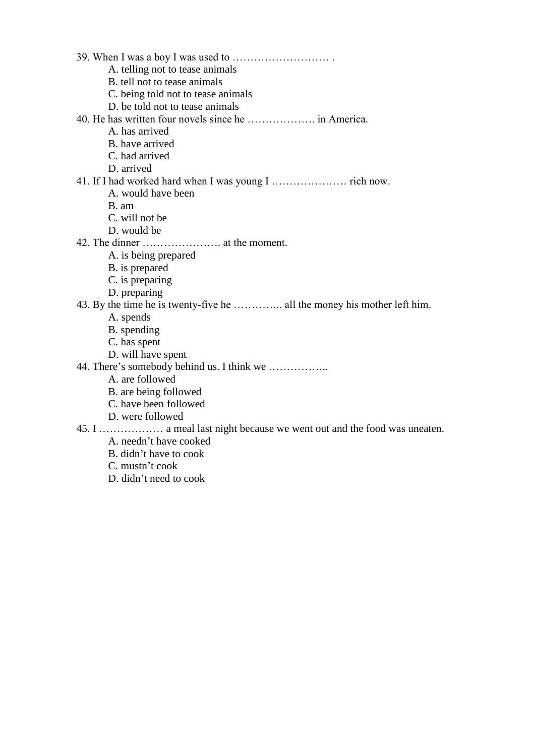39. When I was a boy I was used to ……………………… .

A. telling not to tease animals
B. tell not to tease animals
C. being told not to tease animals
D. be told not to tease animals

40. He has written four novels since he ………………. in America.

A. has arrived
B. have arrived
C. had arrived
D. arrived

41. If I had worked hard when I was young I ………………… rich now.

A. would have been
B. am
C. will not be
D. would be

42. The dinner …………………. at the moment.

A. is being prepared
B. is prepared
C. is preparing
D. preparing

43. By the time he is twenty-five he ………….. all the money his mother left him.

A. spends
B. spending
C. has spent
D. will have spent

44. There's somebody behind us. I think we ……………..

A. are followed
B. are being followed
C. have been followed
D. were followed

45. I ……………… a meal last night because we went out and the food was uneaten.

A. needn't have cooked
B. didn't have to cook
C. mustn't cook
D. didn't need to cook